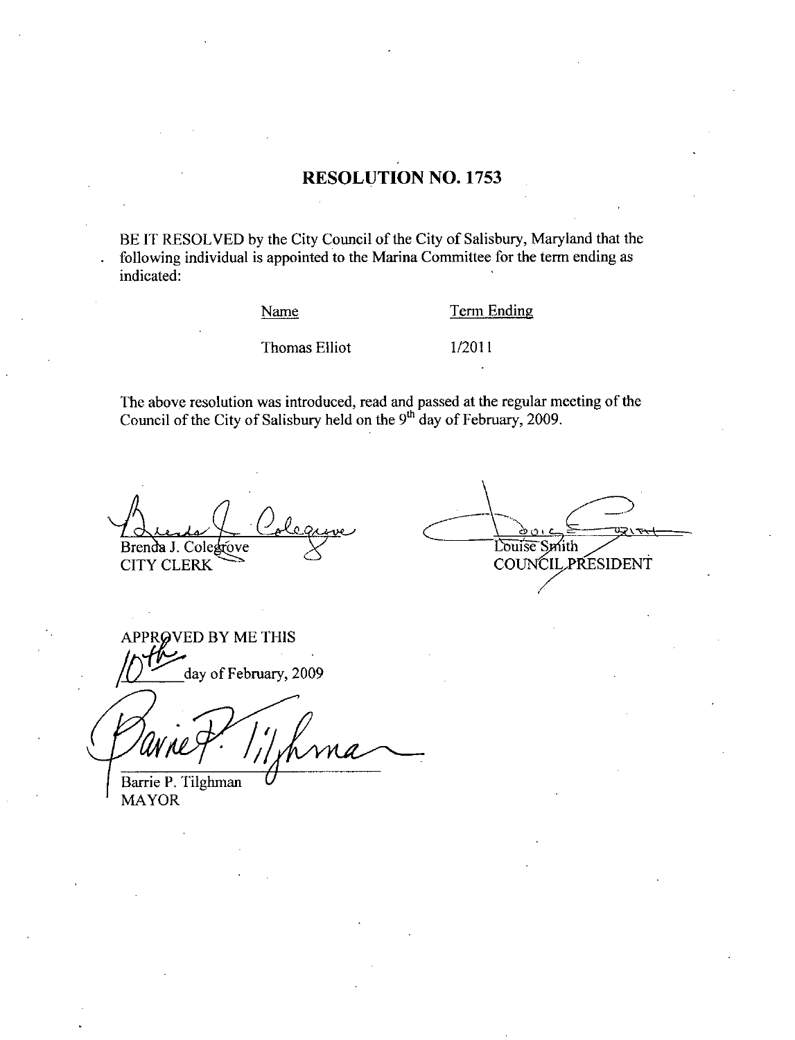# RESOLUTION NO. 1753

BE IT RESOLVED by the City Council of the City of Salisbury, Maryland that the following individual is appointed to the Marina Committee for the term ending as indicated:

| Name | Term Ending |
|---|---|
| Thomas Elliot | 1/2011 |

The above resolution was introduced, read and passed at the regular meeting of the Council of the City of Salisbury held on the 9th day of February, 2009.

Brenda J. Colegrove
CITY CLERK

Louise Smith
COUNCIL PRESIDENT

APPROVED BY ME THIS

10th day of February, 2009

Barrie P. Tilghman
MAYOR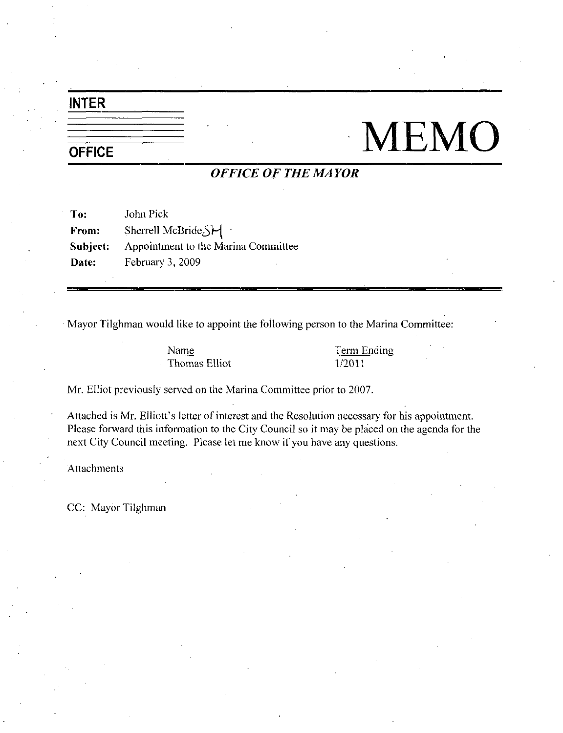# INTER OFFICE MEMO

***OFFICE OF THE MAYOR***

**To:** John Pick

**From:** Sherrell McBride SM

**Subject:** Appointment to the Marina Committee

**Date:** February 3, 2009

---

Mayor Tilghman would like to appoint the following person to the Marina Committee:

| Name | Term Ending |
|---|---|
| Thomas Elliot | 1/2011 |

Mr. Elliot previously served on the Marina Committee prior to 2007.

Attached is Mr. Elliott's letter of interest and the Resolution necessary for his appointment. Please forward this information to the City Council so it may be placed on the agenda for the next City Council meeting. Please let me know if you have any questions.

Attachments

CC: Mayor Tilghman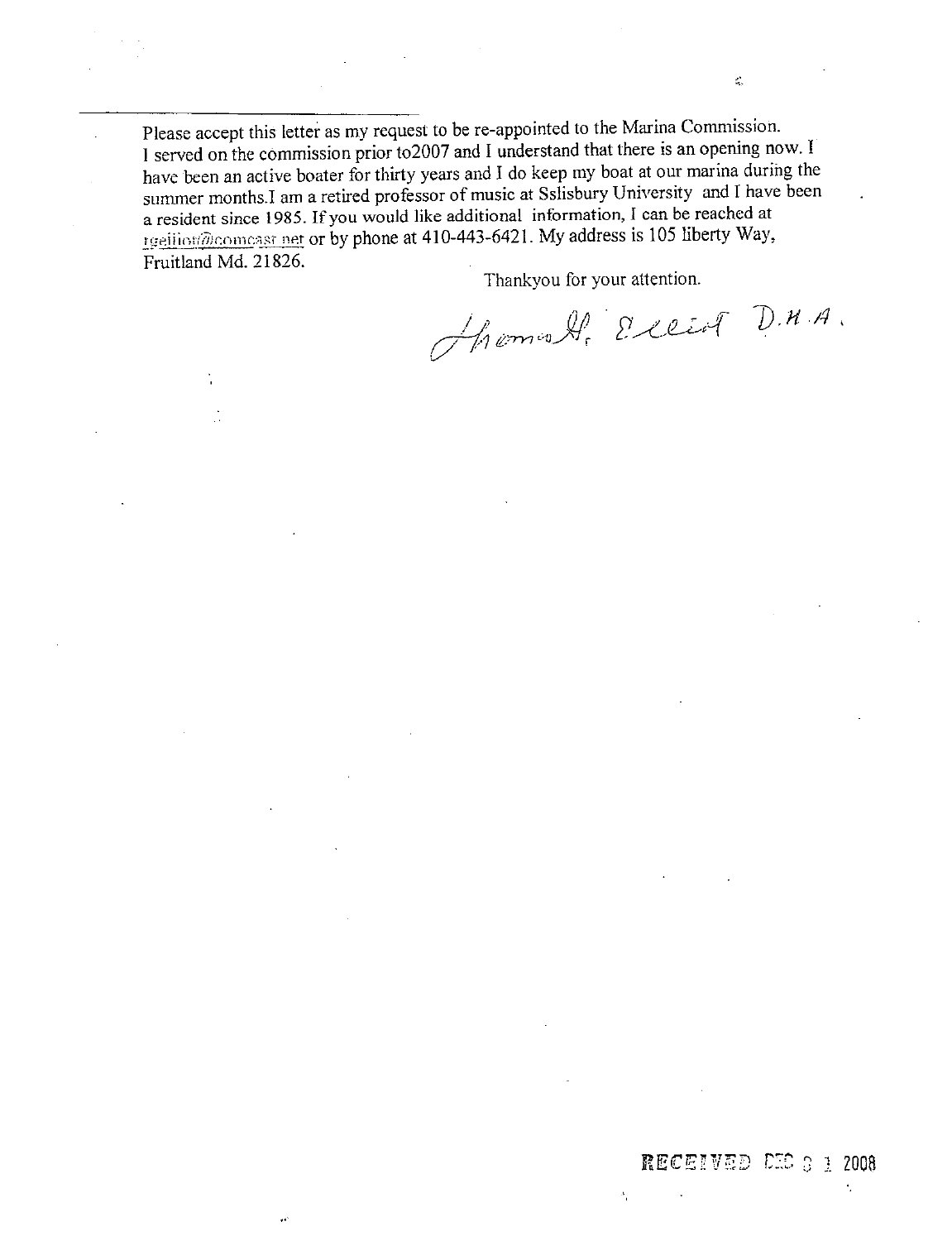Please accept this letter as my request to be re-appointed to the Marina Commission. I served on the commission prior to2007 and I understand that there is an opening now. I have been an active boater for thirty years and I do keep my boat at our marina during the summer months.I am a retired professor of music at Sslisbury University and I have been a resident since 1985. If you would like additional information, I can be reached at rgelliott@comcast.net or by phone at 410-443-6421. My address is 105 liberty Way, Fruitland Md. 21826.

Thankyou for your attention.

Thomas G. Elliott D.M.A.

RECEIVED DEC 0 1 2008